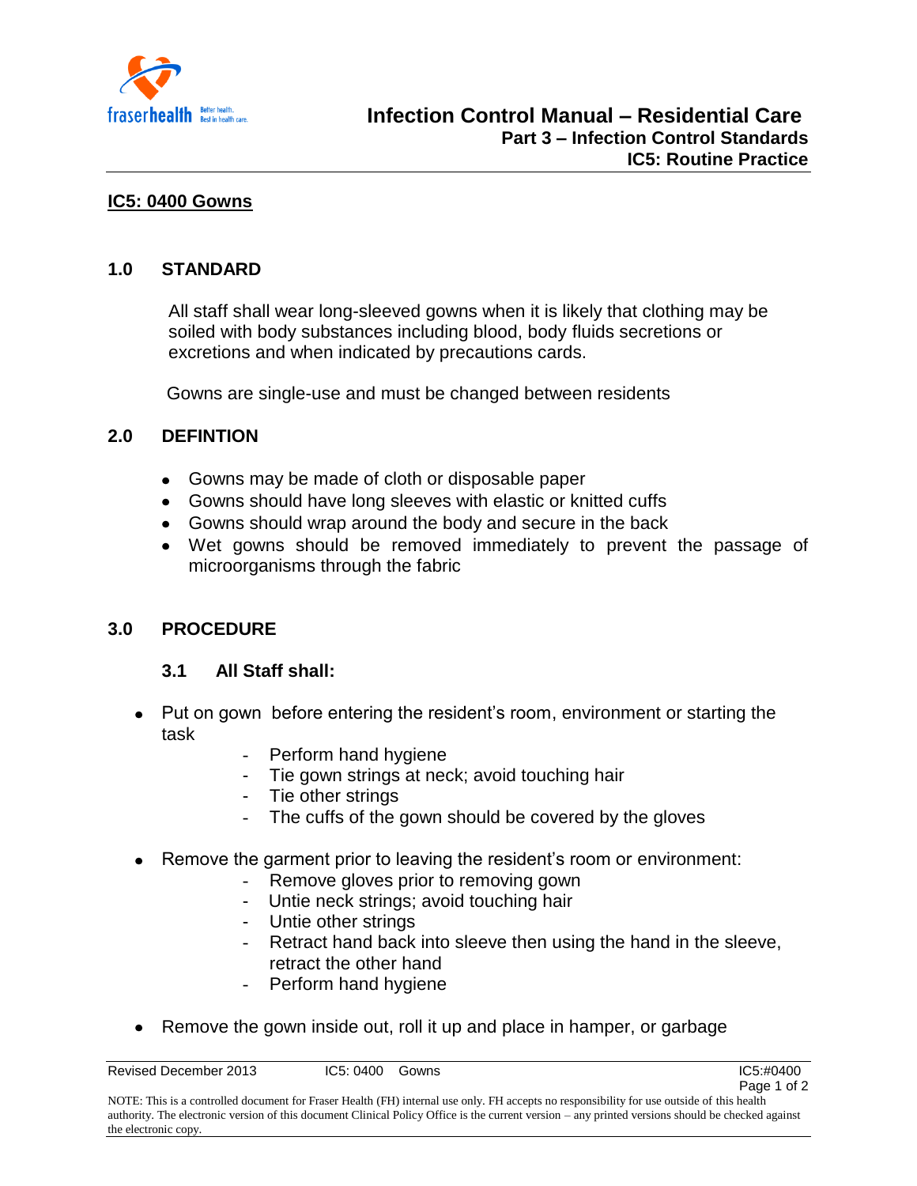# IC5: 0400 Gowns

## 1.0 STANDARD

All staff shall wear long-sleeved gowns when it is likely that clothing may be soiled with body substances including blood, body fluids secretions or excretions and when indicated by precautions cards.

Gowns are single-use and must be changed between residents

## 2.0 DEFINTION

- Gowns may be made of cloth or disposable paper
- Gowns should have long sleeves with elastic or knitted cuffs
- Gowns should wrap around the body and secure in the back
- Wet gowns should be removed immediately to prevent the passage of microorganisms through the fabric

## 3.0 PROCEDURE

### 3.1 All Staff shall:

- Put on gown before entering the resident's room, environment or starting the task
  - Perform hand hygiene
  - Tie gown strings at neck; avoid touching hair
  - Tie other strings
  - The cuffs of the gown should be covered by the gloves
- Remove the garment prior to leaving the resident's room or environment:
  - Remove gloves prior to removing gown
  - Untie neck strings; avoid touching hair
  - Untie other strings
  - Retract hand back into sleeve then using the hand in the sleeve, retract the other hand
  - Perform hand hygiene
- Remove the gown inside out, roll it up and place in hamper, or garbage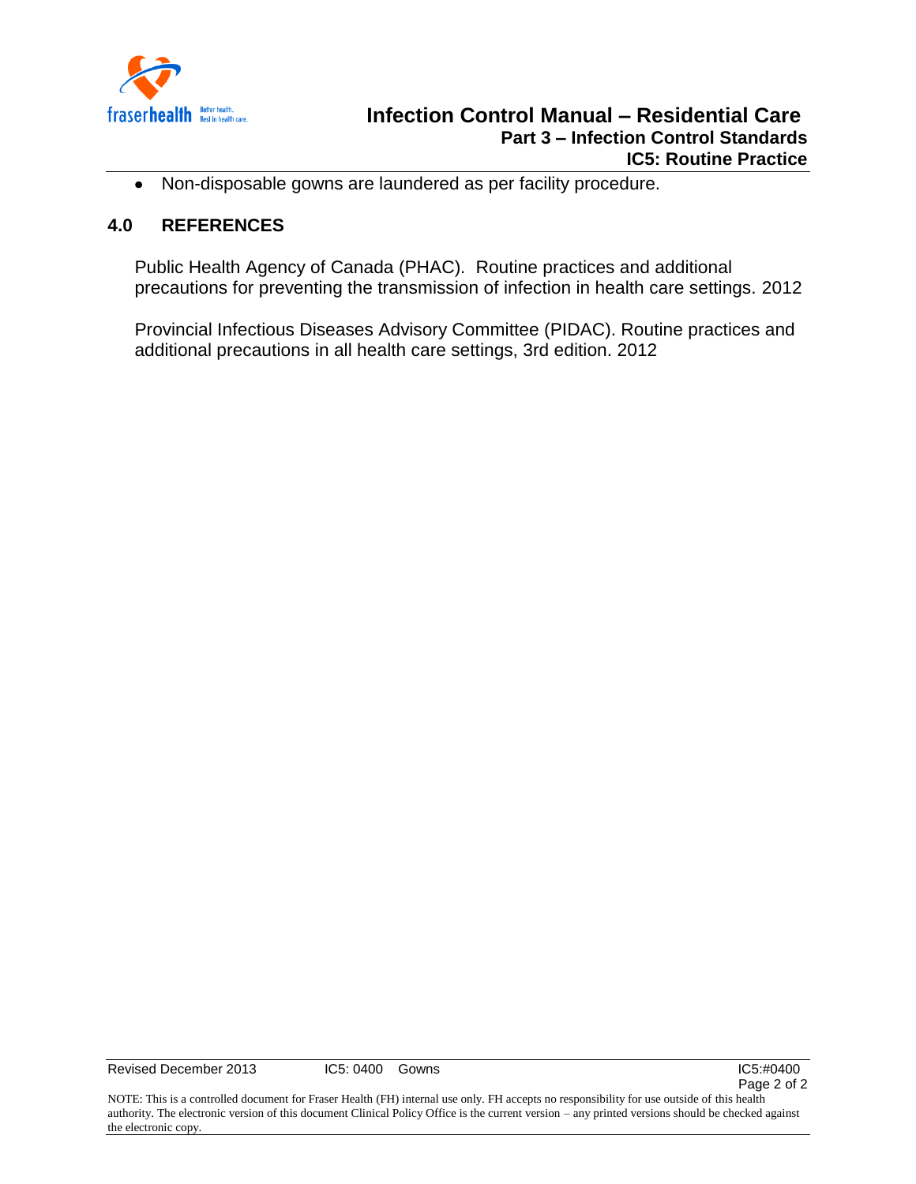- Non-disposable gowns are laundered as per facility procedure.

## 4.0 REFERENCES

Public Health Agency of Canada (PHAC). Routine practices and additional precautions for preventing the transmission of infection in health care settings. 2012

Provincial Infectious Diseases Advisory Committee (PIDAC). Routine practices and additional precautions in all health care settings, 3rd edition. 2012